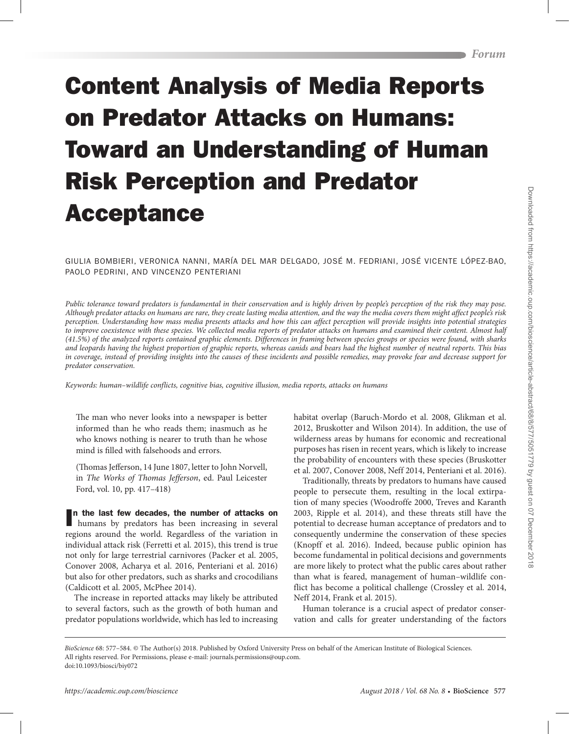*Forum*

# Content Analysis of Media Reports on Predator Attacks on Humans: Toward an Understanding of Human Risk Perception and Predator Acceptance

GIULIA BOMBIERI, VERONICA NANNI, MARÍA DEL MAR DELGADO, JOSÉ M. FEDRIANI, JOSÉ VICENTE LÓPEZ-BAO, PAOLO PEDRINI, AND VINCENZO PENTERIANI

*Public tolerance toward predators is fundamental in their conservation and is highly driven by people's perception of the risk they may pose. Although predator attacks on humans are rare, they create lasting media attention, and the way the media covers them might affect people's risk perception. Understanding how mass media presents attacks and how this can affect perception will provide insights into potential strategies to improve coexistence with these species. We collected media reports of predator attacks on humans and examined their content. Almost half (41.5%) of the analyzed reports contained graphic elements. Differences in framing between species groups or species were found, with sharks and leopards having the highest proportion of graphic reports, whereas canids and bears had the highest number of neutral reports. This bias in coverage, instead of providing insights into the causes of these incidents and possible remedies, may provoke fear and decrease support for predator conservation.*

*Keywords: human–wildlife conflicts, cognitive bias, cognitive illusion, media reports, attacks on humans*

> The man who never looks into a newspaper is better informed than he who reads them; inasmuch as he who knows nothing is nearer to truth than he whose mind is filled with falsehoods and errors.
>
> (Thomas Jefferson, 14 June 1807, letter to John Norvell, in *The Works of Thomas Jefferson*, ed. Paul Leicester Ford, vol. 10, pp. 417–418)

**In the last few decades, the number of attacks on** humans by predators has been increasing in several regions around the world. Regardless of the variation in individual attack risk (Ferretti et al. 2015), this trend is true not only for large terrestrial carnivores (Packer et al. 2005, Conover 2008, Acharya et al. 2016, Penteriani et al. 2016) but also for other predators, such as sharks and crocodilians (Caldicott et al. 2005, McPhee 2014).

The increase in reported attacks may likely be attributed to several factors, such as the growth of both human and predator populations worldwide, which has led to increasing habitat overlap (Baruch-Mordo et al. 2008, Glikman et al. 2012, Bruskotter and Wilson 2014). In addition, the use of wilderness areas by humans for economic and recreational purposes has risen in recent years, which is likely to increase the probability of encounters with these species (Bruskotter et al. 2007, Conover 2008, Neff 2014, Penteriani et al. 2016).

Traditionally, threats by predators to humans have caused people to persecute them, resulting in the local extirpation of many species (Woodroffe 2000, Treves and Karanth 2003, Ripple et al. 2014), and these threats still have the potential to decrease human acceptance of predators and to consequently undermine the conservation of these species (Knopff et al. 2016). Indeed, because public opinion has become fundamental in political decisions and governments are more likely to protect what the public cares about rather than what is feared, management of human–wildlife conflict has become a political challenge (Crossley et al. 2014, Neff 2014, Frank et al. 2015).

Human tolerance is a crucial aspect of predator conservation and calls for greater understanding of the factors

*BioScience* 68: 577–584. © The Author(s) 2018. Published by Oxford University Press on behalf of the American Institute of Biological Sciences. All rights reserved. For Permissions, please e-mail: journals.permissions@oup.com.
doi:10.1093/biosci/biy072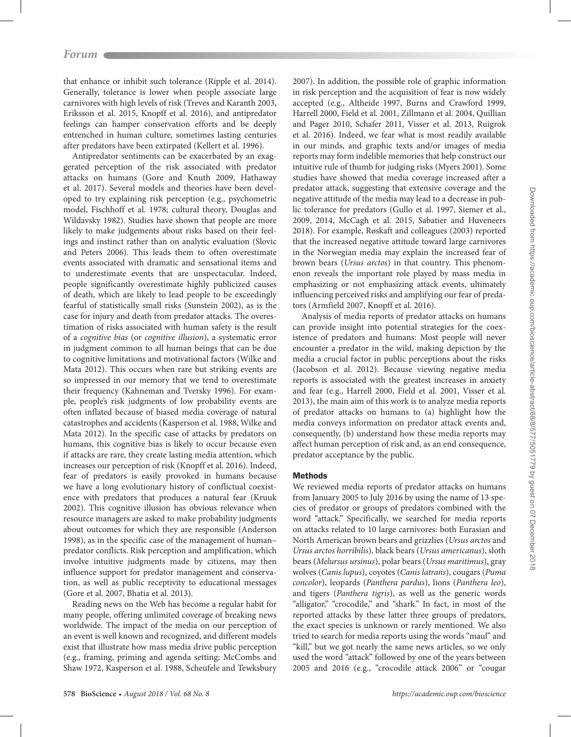that enhance or inhibit such tolerance (Ripple et al. 2014). Generally, tolerance is lower when people associate large carnivores with high levels of risk (Treves and Karanth 2003, Eriksson et al. 2015, Knopff et al. 2016), and antipredator feelings can hamper conservation efforts and be deeply entrenched in human culture, sometimes lasting centuries after predators have been extirpated (Kellert et al. 1996).

Antipredator sentiments can be exacerbated by an exaggerated perception of the risk associated with predator attacks on humans (Gore and Knuth 2009, Hathaway et al. 2017). Several models and theories have been developed to try explaining risk perception (e.g., psychometric model, Fischhoff et al. 1978; cultural theory, Douglas and Wildavsky 1982). Studies have shown that people are more likely to make judgements about risks based on their feelings and instinct rather than on analytic evaluation (Slovic and Peters 2006). This leads them to often overestimate events associated with dramatic and sensational items and to underestimate events that are unspectacular. Indeed, people significantly overestimate highly publicized causes of death, which are likely to lead people to be exceedingly fearful of statistically small risks (Sunstein 2002), as is the case for injury and death from predator attacks. The overestimation of risks associated with human safety is the result of a *cognitive bias* (or *cognitive illusion*), a systematic error in judgment common to all human beings that can be due to cognitive limitations and motivational factors (Wilke and Mata 2012). This occurs when rare but striking events are so impressed in our memory that we tend to overestimate their frequency (Kahneman and Tversky 1996). For example, people's risk judgments of low probability events are often inflated because of biased media coverage of natural catastrophes and accidents (Kasperson et al. 1988, Wilke and Mata 2012). In the specific case of attacks by predators on humans, this cognitive bias is likely to occur because even if attacks are rare, they create lasting media attention, which increases our perception of risk (Knopff et al. 2016). Indeed, fear of predators is easily provoked in humans because we have a long evolutionary history of conflictual coexistence with predators that produces a natural fear (Kruuk 2002). This cognitive illusion has obvious relevance when resource managers are asked to make probability judgments about outcomes for which they are responsible (Anderson 1998), as in the specific case of the management of human–predator conflicts. Risk perception and amplification, which involve intuitive judgments made by citizens, may then influence support for predator management and conservation, as well as public receptivity to educational messages (Gore et al. 2007, Bhatia et al. 2013).

Reading news on the Web has become a regular habit for many people, offering unlimited coverage of breaking news worldwide. The impact of the media on our perception of an event is well known and recognized, and different models exist that illustrate how mass media drive public perception (e.g., framing, priming and agenda setting; McCombs and Shaw 1972, Kasperson et al. 1988, Scheufele and Tewksbury 2007). In addition, the possible role of graphic information in risk perception and the acquisition of fear is now widely accepted (e.g., Altheide 1997, Burns and Crawford 1999, Harrell 2000, Field et al. 2001, Zillmann et al. 2004, Quillian and Pager 2010, Schafer 2011, Visser et al. 2013, Ruigrok et al. 2016). Indeed, we fear what is most readily available in our minds, and graphic texts and/or images of media reports may form indelible memories that help construct our intuitive rule of thumb for judging risks (Myers 2001). Some studies have showed that media coverage increased after a predator attack, suggesting that extensive coverage and the negative attitude of the media may lead to a decrease in public tolerance for predators (Gullo et al. 1997, Siemer et al., 2009, 2014, McCagh et al. 2015, Sabatier and Huveneers 2018). For example, Røskaft and colleagues (2003) reported that the increased negative attitude toward large carnivores in the Norwegian media may explain the increased fear of brown bears (*Ursus arctos*) in that country. This phenomenon reveals the important role played by mass media in emphasizing or not emphasizing attack events, ultimately influencing perceived risks and amplifying our fear of predators (Armfield 2007, Knopff et al. 2016).

Analysis of media reports of predator attacks on humans can provide insight into potential strategies for the coexistence of predators and humans: Most people will never encounter a predator in the wild, making depiction by the media a crucial factor in public perceptions about the risks (Jacobson et al. 2012). Because viewing negative media reports is associated with the greatest increases in anxiety and fear (e.g., Harrell 2000, Field et al. 2001, Visser et al. 2013), the main aim of this work is to analyze media reports of predator attacks on humans to (a) highlight how the media conveys information on predator attack events and, consequently, (b) understand how these media reports may affect human perception of risk and, as an end consequence, predator acceptance by the public.

## Methods

We reviewed media reports of predator attacks on humans from January 2005 to July 2016 by using the name of 13 species of predator or groups of predators combined with the word "attack." Specifically, we searched for media reports on attacks related to 10 large carnivores: both Eurasian and North American brown bears and grizzlies (*Ursus arctos* and *Ursus arctos horribilis*), black bears (*Ursus americanus*), sloth bears (*Melursus ursinus*), polar bears (*Ursus maritimus*), gray wolves (*Canis lupus*), coyotes (*Canis latrans*), cougars (*Puma concolor*), leopards (*Panthera pardus*), lions (*Panthera leo*), and tigers (*Panthera tigris*), as well as the generic words "alligator," "crocodile," and "shark." In fact, in most of the reported attacks by these latter three groups of predators, the exact species is unknown or rarely mentioned. We also tried to search for media reports using the words "maul" and "kill," but we got nearly the same news articles, so we only used the word "attack" followed by one of the years between 2005 and 2016 (e.g., "crocodile attack 2006" or "cougar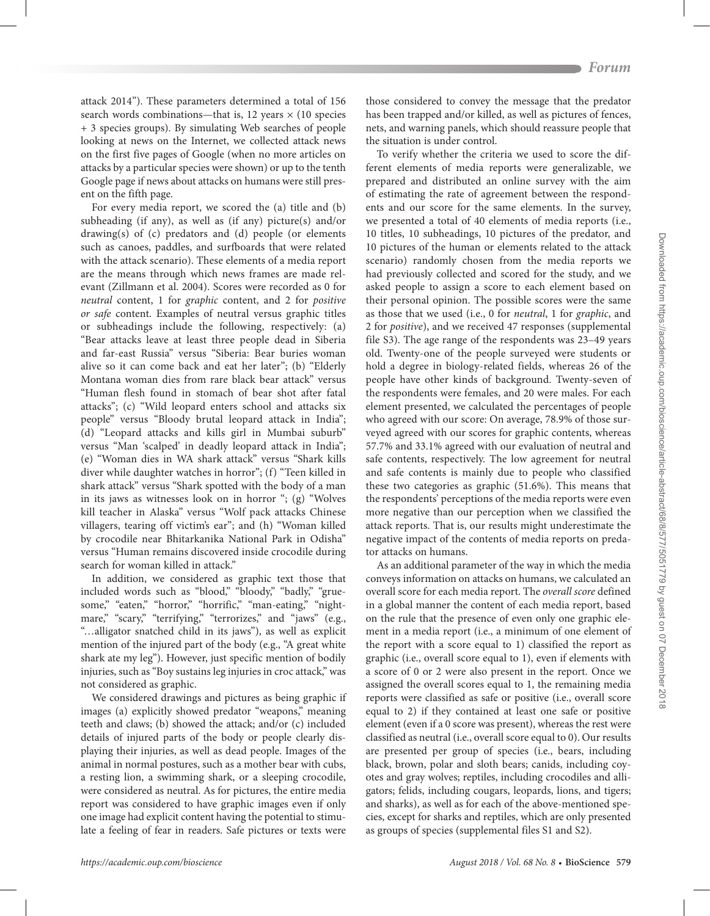attack 2014"). These parameters determined a total of 156 search words combinations—that is, 12 years × (10 species + 3 species groups). By simulating Web searches of people looking at news on the Internet, we collected attack news on the first five pages of Google (when no more articles on attacks by a particular species were shown) or up to the tenth Google page if news about attacks on humans were still present on the fifth page.

For every media report, we scored the (a) title and (b) subheading (if any), as well as (if any) picture(s) and/or drawing(s) of (c) predators and (d) people (or elements such as canoes, paddles, and surfboards that were related with the attack scenario). These elements of a media report are the means through which news frames are made relevant (Zillmann et al. 2004). Scores were recorded as 0 for *neutral* content, 1 for *graphic* content, and 2 for *positive or safe* content. Examples of neutral versus graphic titles or subheadings include the following, respectively: (a) "Bear attacks leave at least three people dead in Siberia and far-east Russia" versus "Siberia: Bear buries woman alive so it can come back and eat her later"; (b) "Elderly Montana woman dies from rare black bear attack" versus "Human flesh found in stomach of bear shot after fatal attacks"; (c) "Wild leopard enters school and attacks six people" versus "Bloody brutal leopard attack in India"; (d) "Leopard attacks and kills girl in Mumbai suburb" versus "Man 'scalped' in deadly leopard attack in India"; (e) "Woman dies in WA shark attack" versus "Shark kills diver while daughter watches in horror"; (f) "Teen killed in shark attack" versus "Shark spotted with the body of a man in its jaws as witnesses look on in horror "; (g) "Wolves kill teacher in Alaska" versus "Wolf pack attacks Chinese villagers, tearing off victim's ear"; and (h) "Woman killed by crocodile near Bhitarkanika National Park in Odisha" versus "Human remains discovered inside crocodile during search for woman killed in attack."

In addition, we considered as graphic text those that included words such as "blood," "bloody," "badly," "gruesome," "eaten," "horror," "horrific," "man-eating," "nightmare," "scary," "terrifying," "terrorizes," and "jaws" (e.g., "…alligator snatched child in its jaws"), as well as explicit mention of the injured part of the body (e.g., "A great white shark ate my leg"). However, just specific mention of bodily injuries, such as "Boy sustains leg injuries in croc attack," was not considered as graphic.

We considered drawings and pictures as being graphic if images (a) explicitly showed predator "weapons," meaning teeth and claws; (b) showed the attack; and/or (c) included details of injured parts of the body or people clearly displaying their injuries, as well as dead people. Images of the animal in normal postures, such as a mother bear with cubs, a resting lion, a swimming shark, or a sleeping crocodile, were considered as neutral. As for pictures, the entire media report was considered to have graphic images even if only one image had explicit content having the potential to stimulate a feeling of fear in readers. Safe pictures or texts were those considered to convey the message that the predator has been trapped and/or killed, as well as pictures of fences, nets, and warning panels, which should reassure people that the situation is under control.

To verify whether the criteria we used to score the different elements of media reports were generalizable, we prepared and distributed an online survey with the aim of estimating the rate of agreement between the respondents and our score for the same elements. In the survey, we presented a total of 40 elements of media reports (i.e., 10 titles, 10 subheadings, 10 pictures of the predator, and 10 pictures of the human or elements related to the attack scenario) randomly chosen from the media reports we had previously collected and scored for the study, and we asked people to assign a score to each element based on their personal opinion. The possible scores were the same as those that we used (i.e., 0 for *neutral*, 1 for *graphic*, and 2 for *positive*), and we received 47 responses (supplemental file S3). The age range of the respondents was 23–49 years old. Twenty-one of the people surveyed were students or hold a degree in biology-related fields, whereas 26 of the people have other kinds of background. Twenty-seven of the respondents were females, and 20 were males. For each element presented, we calculated the percentages of people who agreed with our score: On average, 78.9% of those surveyed agreed with our scores for graphic contents, whereas 57.7% and 33.1% agreed with our evaluation of neutral and safe contents, respectively. The low agreement for neutral and safe contents is mainly due to people who classified these two categories as graphic (51.6%). This means that the respondents' perceptions of the media reports were even more negative than our perception when we classified the attack reports. That is, our results might underestimate the negative impact of the contents of media reports on predator attacks on humans.

As an additional parameter of the way in which the media conveys information on attacks on humans, we calculated an overall score for each media report. The *overall score* defined in a global manner the content of each media report, based on the rule that the presence of even only one graphic element in a media report (i.e., a minimum of one element of the report with a score equal to 1) classified the report as graphic (i.e., overall score equal to 1), even if elements with a score of 0 or 2 were also present in the report. Once we assigned the overall scores equal to 1, the remaining media reports were classified as safe or positive (i.e., overall score equal to 2) if they contained at least one safe or positive element (even if a 0 score was present), whereas the rest were classified as neutral (i.e., overall score equal to 0). Our results are presented per group of species (i.e., bears, including black, brown, polar and sloth bears; canids, including coyotes and gray wolves; reptiles, including crocodiles and alligators; felids, including cougars, leopards, lions, and tigers; and sharks), as well as for each of the above-mentioned species, except for sharks and reptiles, which are only presented as groups of species (supplemental files S1 and S2).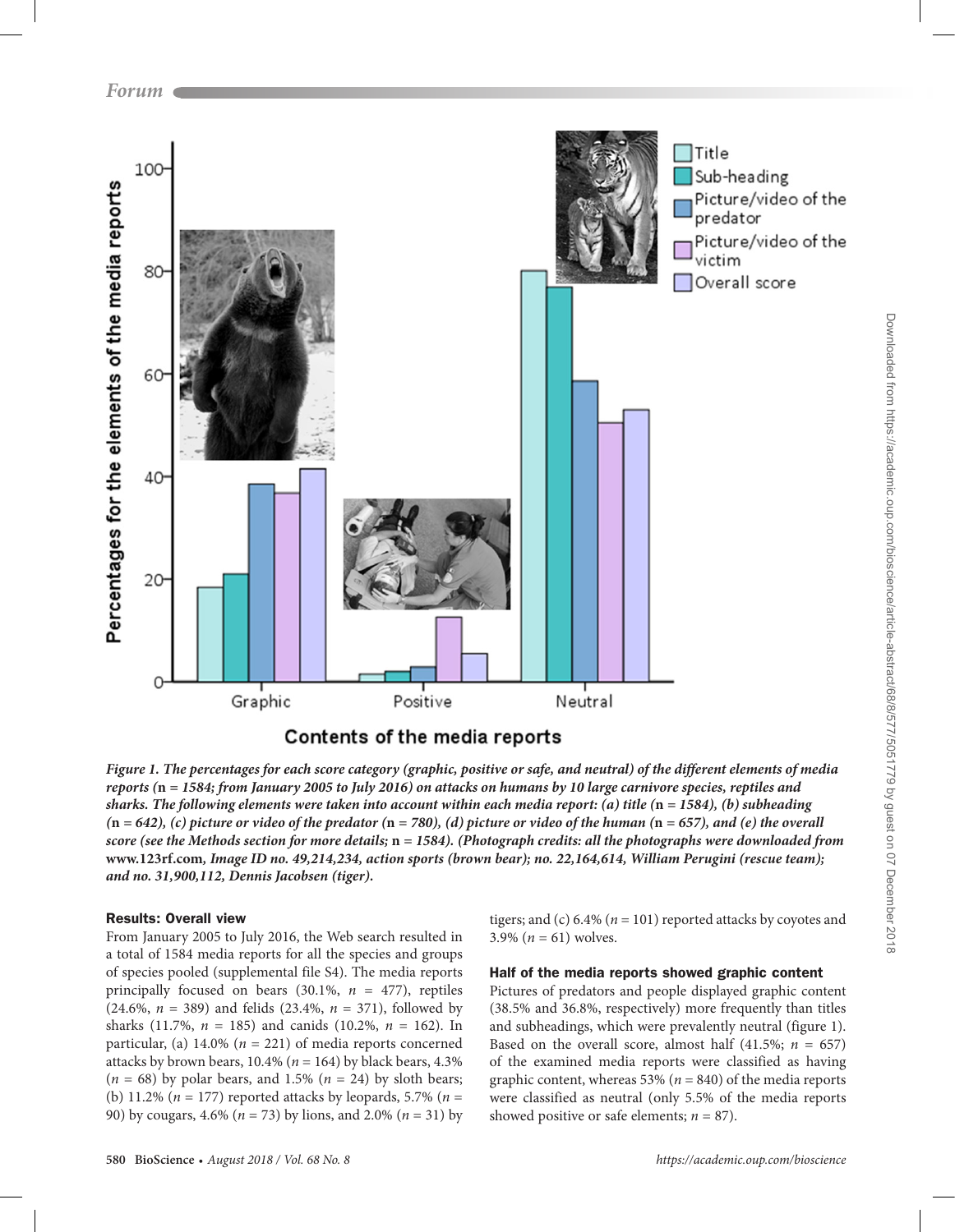Figure 1. The percentages for each score category (graphic, positive or safe, and neutral) of the different elements of media reports (**n = 1584; from January 2005 to July 2016**) on attacks on humans by 10 large carnivore species, reptiles and sharks. The following elements were taken into account within each media report: (a) title (**n = 1584**), (b) subheading (**n = 642**), (c) picture or video of the predator (**n = 780**), (d) picture or video of the human (**n = 657**), and (e) the overall score (see the Methods section for more details; **n = 1584**). (Photograph credits: all the photographs were downloaded from **www.123rf.com**, Image ID no. 49,214,234, action sports (brown bear); no. 22,164,614, William Perugini (rescue team); and no. 31,900,112, Dennis Jacobsen (tiger).

#### Results: Overall view

From January 2005 to July 2016, the Web search resulted in a total of 1584 media reports for all the species and groups of species pooled (supplemental file S4). The media reports principally focused on bears (30.1%, *n* = 477), reptiles (24.6%, *n* = 389) and felids (23.4%, *n* = 371), followed by sharks (11.7%, *n* = 185) and canids (10.2%, *n* = 162). In particular, (a) 14.0% (*n* = 221) of media reports concerned attacks by brown bears, 10.4% (*n* = 164) by black bears, 4.3% (*n* = 68) by polar bears, and 1.5% (*n* = 24) by sloth bears; (b) 11.2% (*n* = 177) reported attacks by leopards, 5.7% (*n* = 90) by cougars, 4.6% (*n* = 73) by lions, and 2.0% (*n* = 31) by tigers; and (c) 6.4% (*n* = 101) reported attacks by coyotes and 3.9% (*n* = 61) wolves.

#### Half of the media reports showed graphic content

Pictures of predators and people displayed graphic content (38.5% and 36.8%, respectively) more frequently than titles and subheadings, which were prevalently neutral (figure 1). Based on the overall score, almost half (41.5%; *n* = 657) of the examined media reports were classified as having graphic content, whereas 53% (*n* = 840) of the media reports were classified as neutral (only 5.5% of the media reports showed positive or safe elements; *n* = 87).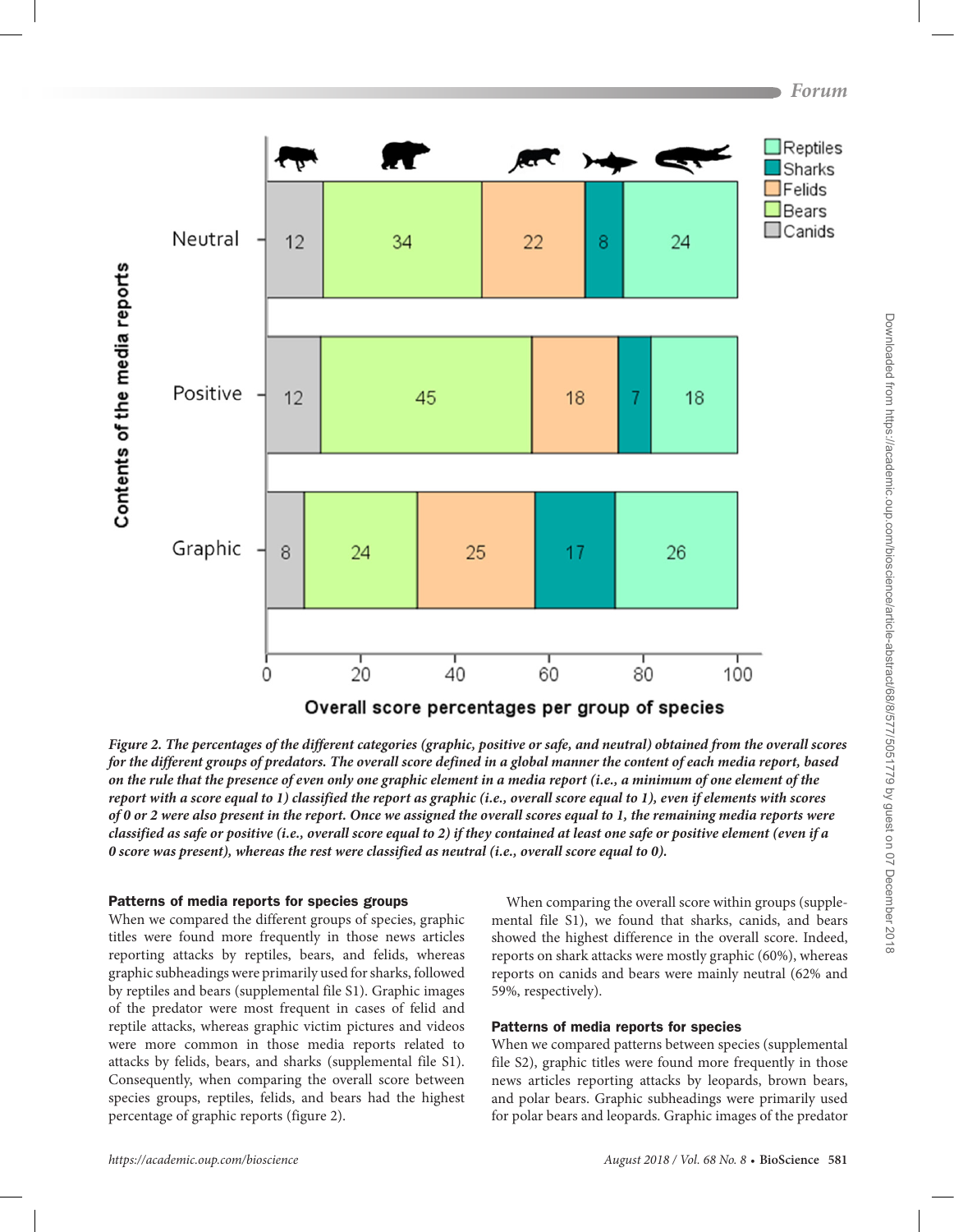*Figure 2. The percentages of the different categories (graphic, positive or safe, and neutral) obtained from the overall scores for the different groups of predators. The overall score defined in a global manner the content of each media report, based on the rule that the presence of even only one graphic element in a media report (i.e., a minimum of one element of the report with a score equal to 1) classified the report as graphic (i.e., overall score equal to 1), even if elements with scores of 0 or 2 were also present in the report. Once we assigned the overall scores equal to 1, the remaining media reports were classified as safe or positive (i.e., overall score equal to 2) if they contained at least one safe or positive element (even if a 0 score was present), whereas the rest were classified as neutral (i.e., overall score equal to 0).*

### Patterns of media reports for species groups

When we compared the different groups of species, graphic titles were found more frequently in those news articles reporting attacks by reptiles, bears, and felids, whereas graphic subheadings were primarily used for sharks, followed by reptiles and bears (supplemental file S1). Graphic images of the predator were most frequent in cases of felid and reptile attacks, whereas graphic victim pictures and videos were more common in those media reports related to attacks by felids, bears, and sharks (supplemental file S1). Consequently, when comparing the overall score between species groups, reptiles, felids, and bears had the highest percentage of graphic reports (figure 2).

When comparing the overall score within groups (supplemental file S1), we found that sharks, canids, and bears showed the highest difference in the overall score. Indeed, reports on shark attacks were mostly graphic (60%), whereas reports on canids and bears were mainly neutral (62% and 59%, respectively).

### Patterns of media reports for species

When we compared patterns between species (supplemental file S2), graphic titles were found more frequently in those news articles reporting attacks by leopards, brown bears, and polar bears. Graphic subheadings were primarily used for polar bears and leopards. Graphic images of the predator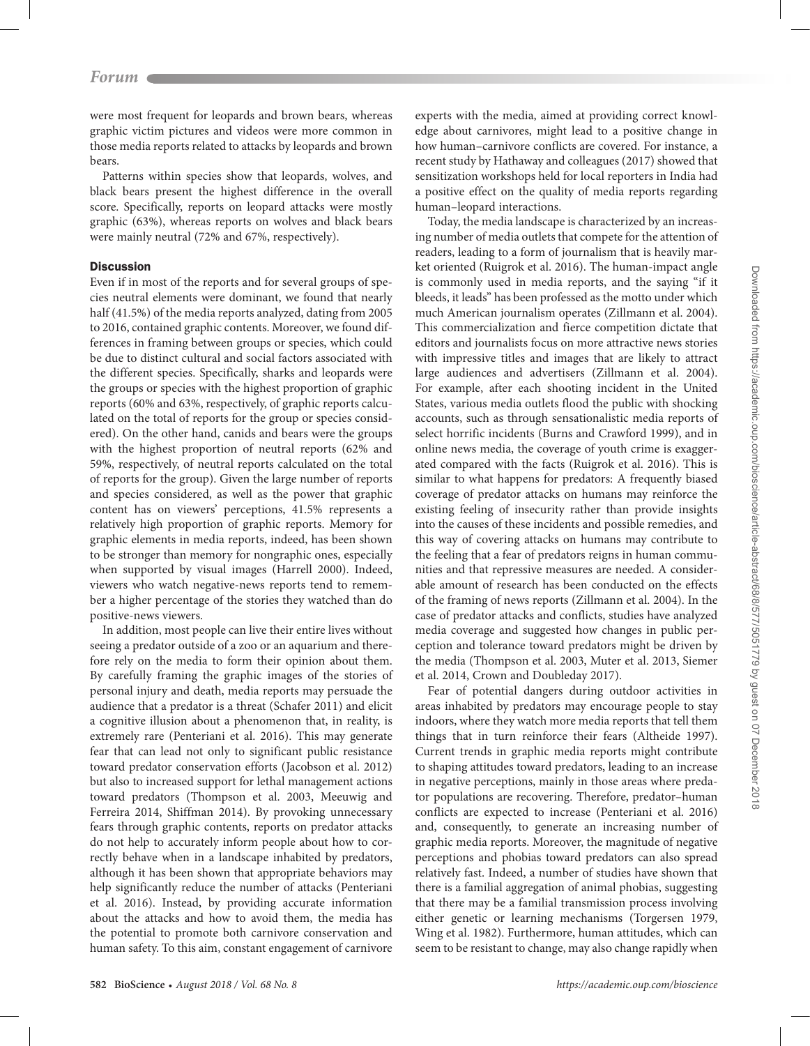were most frequent for leopards and brown bears, whereas graphic victim pictures and videos were more common in those media reports related to attacks by leopards and brown bears.

Patterns within species show that leopards, wolves, and black bears present the highest difference in the overall score. Specifically, reports on leopard attacks were mostly graphic (63%), whereas reports on wolves and black bears were mainly neutral (72% and 67%, respectively).

## Discussion

Even if in most of the reports and for several groups of species neutral elements were dominant, we found that nearly half (41.5%) of the media reports analyzed, dating from 2005 to 2016, contained graphic contents. Moreover, we found differences in framing between groups or species, which could be due to distinct cultural and social factors associated with the different species. Specifically, sharks and leopards were the groups or species with the highest proportion of graphic reports (60% and 63%, respectively, of graphic reports calculated on the total of reports for the group or species considered). On the other hand, canids and bears were the groups with the highest proportion of neutral reports (62% and 59%, respectively, of neutral reports calculated on the total of reports for the group). Given the large number of reports and species considered, as well as the power that graphic content has on viewers' perceptions, 41.5% represents a relatively high proportion of graphic reports. Memory for graphic elements in media reports, indeed, has been shown to be stronger than memory for nongraphic ones, especially when supported by visual images (Harrell 2000). Indeed, viewers who watch negative-news reports tend to remember a higher percentage of the stories they watched than do positive-news viewers.

In addition, most people can live their entire lives without seeing a predator outside of a zoo or an aquarium and therefore rely on the media to form their opinion about them. By carefully framing the graphic images of the stories of personal injury and death, media reports may persuade the audience that a predator is a threat (Schafer 2011) and elicit a cognitive illusion about a phenomenon that, in reality, is extremely rare (Penteriani et al. 2016). This may generate fear that can lead not only to significant public resistance toward predator conservation efforts (Jacobson et al. 2012) but also to increased support for lethal management actions toward predators (Thompson et al. 2003, Meeuwig and Ferreira 2014, Shiffman 2014). By provoking unnecessary fears through graphic contents, reports on predator attacks do not help to accurately inform people about how to correctly behave when in a landscape inhabited by predators, although it has been shown that appropriate behaviors may help significantly reduce the number of attacks (Penteriani et al. 2016). Instead, by providing accurate information about the attacks and how to avoid them, the media has the potential to promote both carnivore conservation and human safety. To this aim, constant engagement of carnivore experts with the media, aimed at providing correct knowledge about carnivores, might lead to a positive change in how human–carnivore conflicts are covered. For instance, a recent study by Hathaway and colleagues (2017) showed that sensitization workshops held for local reporters in India had a positive effect on the quality of media reports regarding human–leopard interactions.

Today, the media landscape is characterized by an increasing number of media outlets that compete for the attention of readers, leading to a form of journalism that is heavily market oriented (Ruigrok et al. 2016). The human-impact angle is commonly used in media reports, and the saying "if it bleeds, it leads" has been professed as the motto under which much American journalism operates (Zillmann et al. 2004). This commercialization and fierce competition dictate that editors and journalists focus on more attractive news stories with impressive titles and images that are likely to attract large audiences and advertisers (Zillmann et al. 2004). For example, after each shooting incident in the United States, various media outlets flood the public with shocking accounts, such as through sensationalistic media reports of select horrific incidents (Burns and Crawford 1999), and in online news media, the coverage of youth crime is exaggerated compared with the facts (Ruigrok et al. 2016). This is similar to what happens for predators: A frequently biased coverage of predator attacks on humans may reinforce the existing feeling of insecurity rather than provide insights into the causes of these incidents and possible remedies, and this way of covering attacks on humans may contribute to the feeling that a fear of predators reigns in human communities and that repressive measures are needed. A considerable amount of research has been conducted on the effects of the framing of news reports (Zillmann et al. 2004). In the case of predator attacks and conflicts, studies have analyzed media coverage and suggested how changes in public perception and tolerance toward predators might be driven by the media (Thompson et al. 2003, Muter et al. 2013, Siemer et al. 2014, Crown and Doubleday 2017).

Fear of potential dangers during outdoor activities in areas inhabited by predators may encourage people to stay indoors, where they watch more media reports that tell them things that in turn reinforce their fears (Altheide 1997). Current trends in graphic media reports might contribute to shaping attitudes toward predators, leading to an increase in negative perceptions, mainly in those areas where predator populations are recovering. Therefore, predator–human conflicts are expected to increase (Penteriani et al. 2016) and, consequently, to generate an increasing number of graphic media reports. Moreover, the magnitude of negative perceptions and phobias toward predators can also spread relatively fast. Indeed, a number of studies have shown that there is a familial aggregation of animal phobias, suggesting that there may be a familial transmission process involving either genetic or learning mechanisms (Torgersen 1979, Wing et al. 1982). Furthermore, human attitudes, which can seem to be resistant to change, may also change rapidly when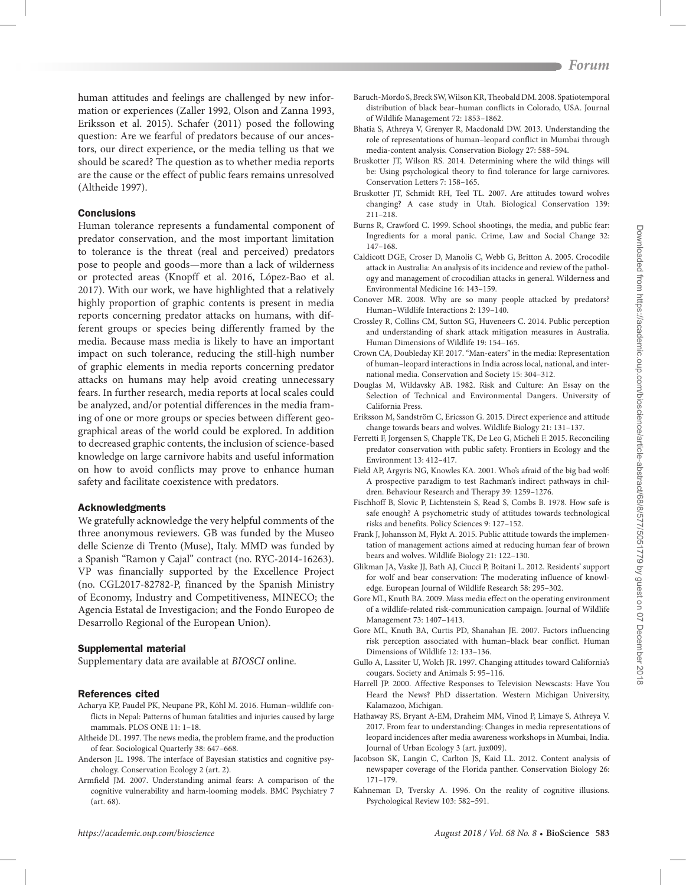human attitudes and feelings are challenged by new information or experiences (Zaller 1992, Olson and Zanna 1993, Eriksson et al. 2015). Schafer (2011) posed the following question: Are we fearful of predators because of our ancestors, our direct experience, or the media telling us that we should be scared? The question as to whether media reports are the cause or the effect of public fears remains unresolved (Altheide 1997).

## Conclusions

Human tolerance represents a fundamental component of predator conservation, and the most important limitation to tolerance is the threat (real and perceived) predators pose to people and goods—more than a lack of wilderness or protected areas (Knopff et al. 2016, López-Bao et al. 2017). With our work, we have highlighted that a relatively highly proportion of graphic contents is present in media reports concerning predator attacks on humans, with different groups or species being differently framed by the media. Because mass media is likely to have an important impact on such tolerance, reducing the still-high number of graphic elements in media reports concerning predator attacks on humans may help avoid creating unnecessary fears. In further research, media reports at local scales could be analyzed, and/or potential differences in the media framing of one or more groups or species between different geographical areas of the world could be explored. In addition to decreased graphic contents, the inclusion of science-based knowledge on large carnivore habits and useful information on how to avoid conflicts may prove to enhance human safety and facilitate coexistence with predators.

## Acknowledgments

We gratefully acknowledge the very helpful comments of the three anonymous reviewers. GB was funded by the Museo delle Scienze di Trento (Muse), Italy. MMD was funded by a Spanish "Ramon y Cajal" contract (no. RYC-2014-16263). VP was financially supported by the Excellence Project (no. CGL2017-82782-P, financed by the Spanish Ministry of Economy, Industry and Competitiveness, MINECO; the Agencia Estatal de Investigacion; and the Fondo Europeo de Desarrollo Regional of the European Union).

## Supplemental material

Supplementary data are available at *BIOSCI* online.

## References cited

Acharya KP, Paudel PK, Neupane PR, Köhl M. 2016. Human–wildlife conflicts in Nepal: Patterns of human fatalities and injuries caused by large mammals. PLOS ONE 11: 1–18.

Altheide DL. 1997. The news media, the problem frame, and the production of fear. Sociological Quarterly 38: 647–668.

Anderson JL. 1998. The interface of Bayesian statistics and cognitive psychology. Conservation Ecology 2 (art. 2).

Armfield JM. 2007. Understanding animal fears: A comparison of the cognitive vulnerability and harm-looming models. BMC Psychiatry 7 (art. 68).

Baruch-Mordo S, Breck SW, Wilson KR, Theobald DM. 2008. Spatiotemporal distribution of black bear–human conflicts in Colorado, USA. Journal of Wildlife Management 72: 1853–1862.

Bhatia S, Athreya V, Grenyer R, Macdonald DW. 2013. Understanding the role of representations of human–leopard conflict in Mumbai through media-content analysis. Conservation Biology 27: 588–594.

Bruskotter JT, Wilson RS. 2014. Determining where the wild things will be: Using psychological theory to find tolerance for large carnivores. Conservation Letters 7: 158–165.

Bruskotter JT, Schmidt RH, Teel TL. 2007. Are attitudes toward wolves changing? A case study in Utah. Biological Conservation 139: 211–218.

Burns R, Crawford C. 1999. School shootings, the media, and public fear: Ingredients for a moral panic. Crime, Law and Social Change 32: 147–168.

Caldicott DGE, Croser D, Manolis C, Webb G, Britton A. 2005. Crocodile attack in Australia: An analysis of its incidence and review of the pathology and management of crocodilian attacks in general. Wilderness and Environmental Medicine 16: 143–159.

Conover MR. 2008. Why are so many people attacked by predators? Human–Wildlife Interactions 2: 139–140.

Crossley R, Collins CM, Sutton SG, Huveneers C. 2014. Public perception and understanding of shark attack mitigation measures in Australia. Human Dimensions of Wildlife 19: 154–165.

Crown CA, Doubleday KF. 2017. "Man-eaters" in the media: Representation of human–leopard interactions in India across local, national, and international media. Conservation and Society 15: 304–312.

Douglas M, Wildavsky AB. 1982. Risk and Culture: An Essay on the Selection of Technical and Environmental Dangers. University of California Press.

Eriksson M, Sandström C, Ericsson G. 2015. Direct experience and attitude change towards bears and wolves. Wildlife Biology 21: 131–137.

Ferretti F, Jorgensen S, Chapple TK, De Leo G, Micheli F. 2015. Reconciling predator conservation with public safety. Frontiers in Ecology and the Environment 13: 412–417.

Field AP, Argyris NG, Knowles KA. 2001. Who's afraid of the big bad wolf: A prospective paradigm to test Rachman's indirect pathways in children. Behaviour Research and Therapy 39: 1259–1276.

Fischhoff B, Slovic P, Lichtenstein S, Read S, Combs B. 1978. How safe is safe enough? A psychometric study of attitudes towards technological risks and benefits. Policy Sciences 9: 127–152.

Frank J, Johansson M, Flykt A. 2015. Public attitude towards the implementation of management actions aimed at reducing human fear of brown bears and wolves. Wildlife Biology 21: 122–130.

Glikman JA, Vaske JJ, Bath AJ, Ciucci P, Boitani L. 2012. Residents' support for wolf and bear conservation: The moderating influence of knowledge. European Journal of Wildlife Research 58: 295–302.

Gore ML, Knuth BA. 2009. Mass media effect on the operating environment of a wildlife-related risk-communication campaign. Journal of Wildlife Management 73: 1407–1413.

Gore ML, Knuth BA, Curtis PD, Shanahan JE. 2007. Factors influencing risk perception associated with human–black bear conflict. Human Dimensions of Wildlife 12: 133–136.

Gullo A, Lassiter U, Wolch JR. 1997. Changing attitudes toward California's cougars. Society and Animals 5: 95–116.

Harrell JP. 2000. Affective Responses to Television Newscasts: Have You Heard the News? PhD dissertation. Western Michigan University, Kalamazoo, Michigan.

Hathaway RS, Bryant A-EM, Draheim MM, Vinod P, Limaye S, Athreya V. 2017. From fear to understanding: Changes in media representations of leopard incidences after media awareness workshops in Mumbai, India. Journal of Urban Ecology 3 (art. jux009).

Jacobson SK, Langin C, Carlton JS, Kaid LL. 2012. Content analysis of newspaper coverage of the Florida panther. Conservation Biology 26: 171–179.

Kahneman D, Tversky A. 1996. On the reality of cognitive illusions. Psychological Review 103: 582–591.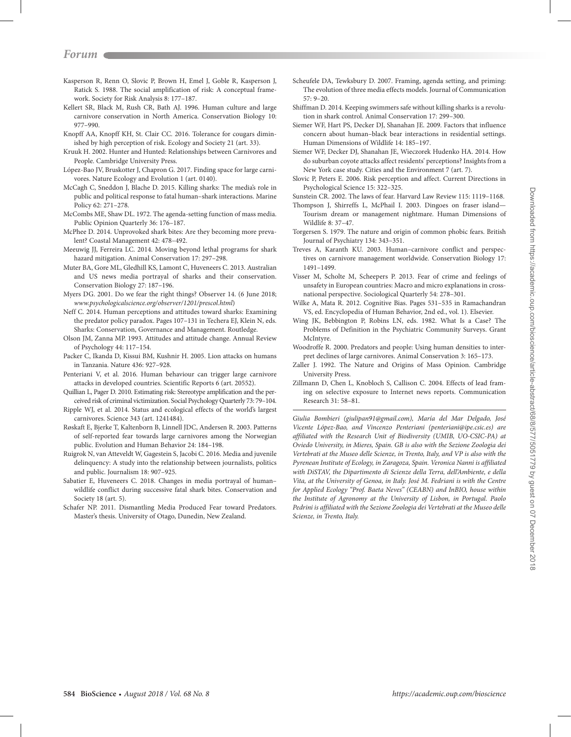Kasperson R, Renn O, Slovic P, Brown H, Emel J, Goble R, Kasperson J, Ratick S. 1988. The social amplification of risk: A conceptual framework. Society for Risk Analysis 8: 177–187.

Kellert SR, Black M, Rush CR, Bath AJ. 1996. Human culture and large carnivore conservation in North America. Conservation Biology 10: 977–990.

Knopff AA, Knopff KH, St. Clair CC. 2016. Tolerance for cougars diminished by high perception of risk. Ecology and Society 21 (art. 33).

Kruuk H. 2002. Hunter and Hunted: Relationships between Carnivores and People. Cambridge University Press.

López-Bao JV, Bruskotter J, Chapron G. 2017. Finding space for large carnivores. Nature Ecology and Evolution 1 (art. 0140).

McCagh C, Sneddon J, Blache D. 2015. Killing sharks: The media's role in public and political response to fatal human–shark interactions. Marine Policy 62: 271–278.

McCombs ME, Shaw DL. 1972. The agenda-setting function of mass media. Public Opinion Quarterly 36: 176–187.

McPhee D. 2014. Unprovoked shark bites: Are they becoming more prevalent? Coastal Management 42: 478–492.

Meeuwig JJ, Ferreira LC. 2014. Moving beyond lethal programs for shark hazard mitigation. Animal Conservation 17: 297–298.

Muter BA, Gore ML, Gledhill KS, Lamont C, Huveneers C. 2013. Australian and US news media portrayal of sharks and their conservation. Conservation Biology 27: 187–196.

Myers DG. 2001. Do we fear the right things? Observer 14. (6 June 2018; *www.psychologicalscience.org/observer/1201/prescol.html*)

Neff C. 2014. Human perceptions and attitudes toward sharks: Examining the predator policy paradox. Pages 107–131 in Techera EJ, Klein N, eds. Sharks: Conservation, Governance and Management. Routledge.

Olson JM, Zanna MP. 1993. Attitudes and attitude change. Annual Review of Psychology 44: 117–154.

Packer C, Ikanda D, Kissui BM, Kushnir H. 2005. Lion attacks on humans in Tanzania. Nature 436: 927–928.

Penteriani V, et al. 2016. Human behaviour can trigger large carnivore attacks in developed countries. Scientific Reports 6 (art. 20552).

Quillian L, Pager D. 2010. Estimating risk: Stereotype amplification and the perceived risk of criminal victimization. Social Psychology Quarterly 73: 79–104.

Ripple WJ, et al. 2014. Status and ecological effects of the world's largest carnivores. Science 343 (art. 1241484).

Røskaft E, Bjerke T, Kaltenborn B, Linnell JDC, Andersen R. 2003. Patterns of self-reported fear towards large carnivores among the Norwegian public. Evolution and Human Behavior 24: 184–198.

Ruigrok N, van Atteveldt W, Gagestein S, Jacobi C. 2016. Media and juvenile delinquency: A study into the relationship between journalists, politics and public. Journalism 18: 907–925.

Sabatier E, Huveneers C. 2018. Changes in media portrayal of human–wildlife conflict during successive fatal shark bites. Conservation and Society 18 (art. 5).

Schafer NP. 2011. Dismantling Media Produced Fear toward Predators. Master's thesis. University of Otago, Dunedin, New Zealand.

Scheufele DA, Tewksbury D. 2007. Framing, agenda setting, and priming: The evolution of three media effects models. Journal of Communication 57: 9–20.

Shiffman D. 2014. Keeping swimmers safe without killing sharks is a revolution in shark control. Animal Conservation 17: 299–300.

Siemer WF, Hart PS, Decker DJ, Shanahan JE. 2009. Factors that influence concern about human–black bear interactions in residential settings. Human Dimensions of Wildlife 14: 185–197.

Siemer WF, Decker DJ, Shanahan JE, Wieczorek Hudenko HA. 2014. How do suburban coyote attacks affect residents' perceptions? Insights from a New York case study. Cities and the Environment 7 (art. 7).

Slovic P, Peters E. 2006. Risk perception and affect. Current Directions in Psychological Science 15: 322–325.

Sunstein CR. 2002. The laws of fear. Harvard Law Review 115: 1119–1168.

Thompson J, Shirreffs L, McPhail I. 2003. Dingoes on fraser island—Tourism dream or management nightmare. Human Dimensions of Wildlife 8: 37–47.

Torgersen S. 1979. The nature and origin of common phobic fears. British Journal of Psychiatry 134: 343–351.

Treves A, Karanth KU. 2003. Human–carnivore conflict and perspectives on carnivore management worldwide. Conservation Biology 17: 1491–1499.

Visser M, Scholte M, Scheepers P. 2013. Fear of crime and feelings of unsafety in European countries: Macro and micro explanations in cross-national perspective. Sociological Quarterly 54: 278–301.

Wilke A, Mata R. 2012. Cognitive Bias. Pages 531–535 in Ramachandran VS, ed. Encyclopedia of Human Behavior, 2nd ed., vol. 1). Elsevier.

Wing JK, Bebbington P, Robins LN, eds. 1982. What Is a Case? The Problems of Definition in the Psychiatric Community Surveys. Grant McIntyre.

Woodroffe R. 2000. Predators and people: Using human densities to interpret declines of large carnivores. Animal Conservation 3: 165–173.

Zaller J. 1992. The Nature and Origins of Mass Opinion. Cambridge University Press.

Zillmann D, Chen L, Knobloch S, Callison C. 2004. Effects of lead framing on selective exposure to Internet news reports. Communication Research 31: 58–81.

---

*Giulia Bombieri (giulipan91@gmail.com), María del Mar Delgado, José Vicente López-Bao, and Vincenzo Penteriani (penteriani@ipe.csic.es) are affiliated with the Research Unit of Biodiversity (UMIB, UO-CSIC-PA) at Oviedo University, in Mieres, Spain. GB is also with the Sezione Zoologia dei Vertebrati at the Museo delle Scienze, in Trento, Italy, and VP is also with the Pyrenean Institute of Ecology, in Zaragoza, Spain. Veronica Nanni is affiliated with DiSTAV, the Dipartimento di Scienze della Terra, dell'Ambiente, e della Vita, at the University of Genoa, in Italy. José M. Fedriani is with the Centre for Applied Ecology "Prof. Baeta Neves" (CEABN) and InBIO, house within the Institute of Agronomy at the University of Lisbon, in Portugal. Paolo Pedrini is affiliated with the Sezione Zoologia dei Vertebrati at the Museo delle Scienze, in Trento, Italy.*